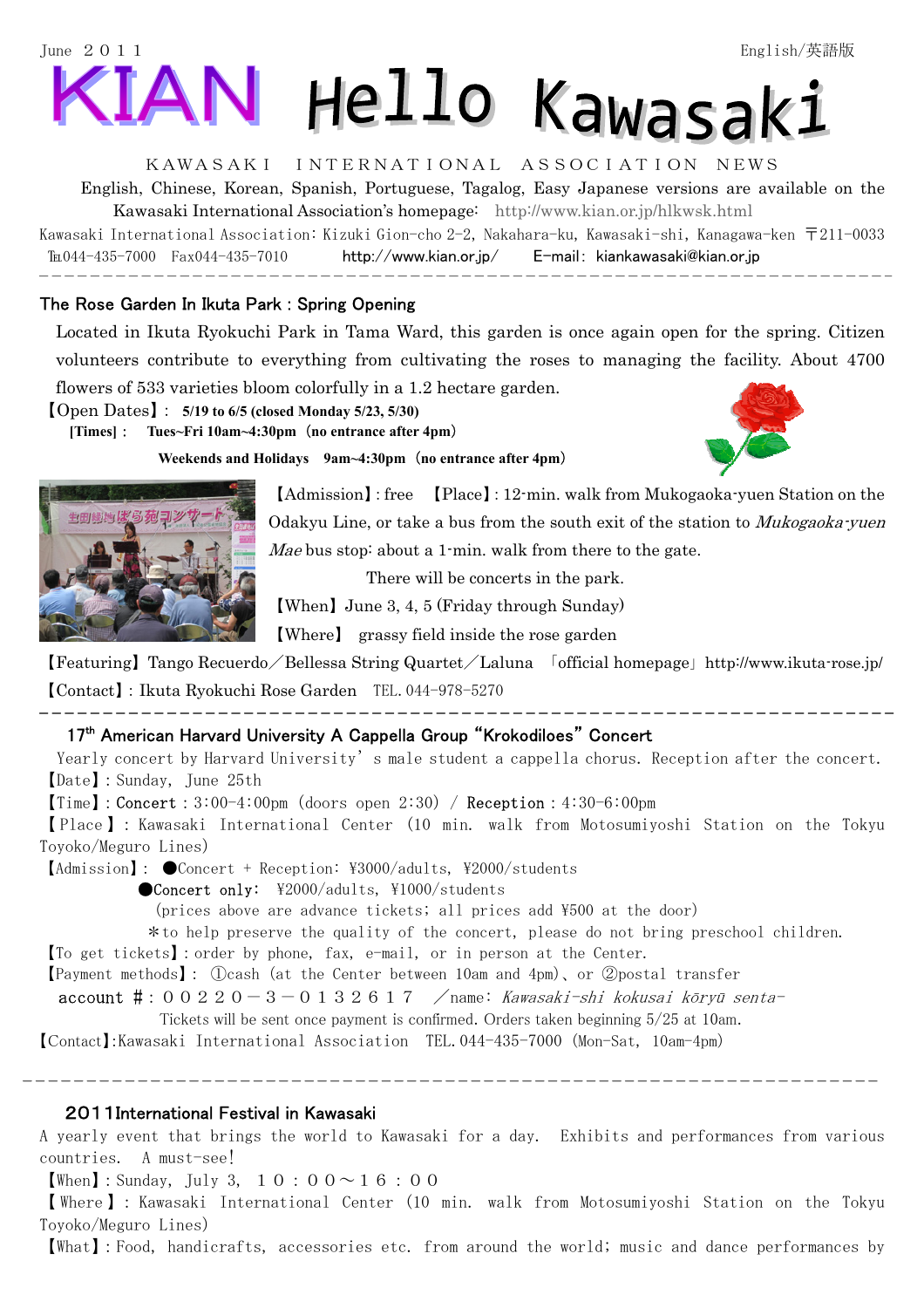June ２０１１ English/英語版

# KIAN Hello Kawasaki

KAWASAKI INTERNATIONAL ASSOCIATION NEWS

English, Chinese, Korean, Spanish, Portuguese, Tagalog, Easy Japanese versions are available on the Kawasaki International Association's homepage: http://www.kian.or.jp/hlkwsk.html

Kawasaki International Association: Kizuki Gion-cho 2-2, Nakahara-ku, Kawasaki-shi, Kanagawa-ken 〒211-0033
℡044-435-7000 Fax044-435-7010 http://www.kian.or.jp/ E-mail: kiankawasaki@kian.or.jp

---

## The Rose Garden In Ikuta Park : Spring Opening

Located in Ikuta Ryokuchi Park in Tama Ward, this garden is once again open for the spring. Citizen volunteers contribute to everything from cultivating the roses to managing the facility. About 4700 flowers of 533 varieties bloom colorfully in a 1.2 hectare garden.

【Open Dates】: **5/19 to 6/5 (closed Monday 5/23, 5/30)**

**[Times] : Tues~Fri 10am~4:30pm（no entrance after 4pm）**

**Weekends and Holidays 9am~4:30pm（no entrance after 4pm）**

【Admission】: free 【Place】: 12-min. walk from Mukogaoka-yuen Station on the Odakyu Line, or take a bus from the south exit of the station to *Mukogaoka-yuen Mae* bus stop: about a 1-min. walk from there to the gate.

There will be concerts in the park.

【When】June 3, 4, 5 (Friday through Sunday)

【Where】 grassy field inside the rose garden

【Featuring】Tango Recuerdo／Bellessa String Quartet／Laluna 「official homepage」http://www.ikuta-rose.jp/

【Contact】: Ikuta Ryokuchi Rose Garden TEL. 044-978-5270

---

## 17th American Harvard University A Cappella Group "Krokodiloes" Concert

Yearly concert by Harvard University's male student a cappella chorus. Reception after the concert.

【Date】: Sunday, June 25th

【Time】: Concert : 3:00-4:00pm (doors open 2:30) / Reception : 4:30-6:00pm

【Place】: Kawasaki International Center (10 min. walk from Motosumiyoshi Station on the Tokyu Toyoko/Meguro Lines)

【Admission】: ●Concert + Reception: ¥3000/adults, ¥2000/students

●Concert only: ¥2000/adults, ¥1000/students

(prices above are advance tickets; all prices add ¥500 at the door)

＊to help preserve the quality of the concert, please do not bring preschool children.

【To get tickets】: order by phone, fax, e-mail, or in person at the Center.

【Payment methods】: ①cash (at the Center between 10am and 4pm)、or ②postal transfer

account #: ００２２０－３－０１３２６１７ ／name: *Kawasaki-shi kokusai kōryū senta-*

Tickets will be sent once payment is confirmed. Orders taken beginning 5/25 at 10am.

【Contact】:Kawasaki International Association TEL. 044-435-7000 (Mon-Sat, 10am-4pm)

---

## 2011International Festival in Kawasaki

A yearly event that brings the world to Kawasaki for a day. Exhibits and performances from various countries. A must-see!

【When】: Sunday, July 3, １０：００～１６：００

【Where】: Kawasaki International Center (10 min. walk from Motosumiyoshi Station on the Tokyu Toyoko/Meguro Lines)

【What】: Food, handicrafts, accessories etc. from around the world; music and dance performances by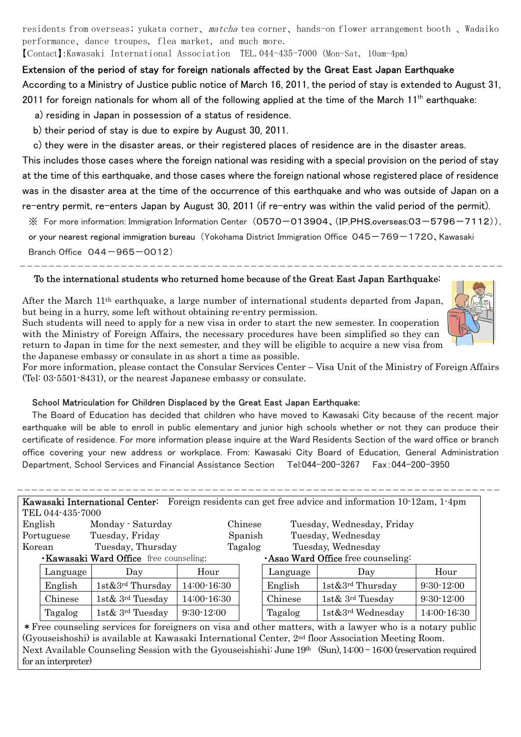residents from overseas; yukata corner、*matcha* tea corner、hands-on flower arrangement booth 、Wadaiko performance、dance troupes, flea market, and much more.

【Contact】:Kawasaki International Association TEL.044-435-7000 (Mon-Sat, 10am-4pm)

**Extension of the period of stay for foreign nationals affected by the Great East Japan Earthquake**

According to a Ministry of Justice public notice of March 16, 2011, the period of stay is extended to August 31, 2011 for foreign nationals for whom all of the following applied at the time of the March 11th earthquake:

a) residing in Japan in possession of a status of residence.

b) their period of stay is due to expire by August 30, 2011.

c) they were in the disaster areas, or their registered places of residence are in the disaster areas.

This includes those cases where the foreign national was residing with a special provision on the period of stay at the time of this earthquake, and those cases where the foreign national whose registered place of residence was in the disaster area at the time of the occurrence of this earthquake and who was outside of Japan on a re-entry permit, re-enters Japan by August 30, 2011 (if re-entry was within the valid period of the permit).

※ For more information: Immigration Information Center (0570－013904、(IP,PHS,overseas:03－5796－7112)), or your nearest regional immigration bureau (Yokohama District Immigration Office 045－769－1720、Kawasaki Branch Office 044－965－0012)

---

**To the international students who returned home because of the Great East Japan Earthquake:**

After the March 11th earthquake, a large number of international students departed from Japan, but being in a hurry, some left without obtaining re-entry permission.

Such students will need to apply for a new visa in order to start the new semester. In cooperation with the Ministry of Foreign Affairs, the necessary procedures have been simplified so they can return to Japan in time for the next semester, and they will be eligible to acquire a new visa from the Japanese embassy or consulate in as short a time as possible.

For more information, please contact the Consular Services Center – Visa Unit of the Ministry of Foreign Affairs (Tel: 03-5501-8431), or the nearest Japanese embassy or consulate.

**School Matriculation for Children Displaced by the Great East Japan Earthquake:**

The Board of Education has decided that children who have moved to Kawasaki City because of the recent major earthquake will be able to enroll in public elementary and junior high schools whether or not they can produce their certificate of residence. For more information please inquire at the Ward Residents Section of the ward office or branch office covering your new address or workplace. From: Kawasaki City Board of Education, General Administration Department, School Services and Financial Assistance Section Tel:044-200-3267 Fax:044-200-3950

---

**Kawasaki International Center:** Foreign residents can get free advice and information 10-12am, 1-4pm

TEL 044-435-7000

| | | | |
|---|---|---|---|
| English | Monday - Saturday | Chinese | Tuesday, Wednesday, Friday |
| Portuguese | Tuesday, Friday | Spanish | Tuesday, Wednesday |
| Korean | Tuesday, Thursday | Tagalog | Tuesday, Wednesday |

・**Kawasaki Ward Office** free counseling:

| Language | Day | Hour |
|---|---|---|
| English | 1st&3rd Thursday | 14:00-16:30 |
| Chinese | 1st& 3rd Tuesday | 14:00-16:30 |
| Tagalog | 1st& 3rd Tuesday | 9:30-12:00 |

・**Asao Ward Office** free counseling:

| Language | Day | Hour |
|---|---|---|
| English | 1st&3rd Thursday | 9:30-12:00 |
| Chinese | 1st& 3rd Tuesday | 9:30-12:00 |
| Tagalog | 1st&3rd Wednesday | 14:00-16:30 |

＊Free counseling services for foreigners on visa and other matters, with a lawyer who is a notary public (Gyouseishoshi) is available at Kawasaki International Center, 2nd floor Association Meeting Room.

Next Available Counseling Session with the Gyouseishishi: June 19th (Sun), 14:00 – 16:00 (reservation required for an interpreter)